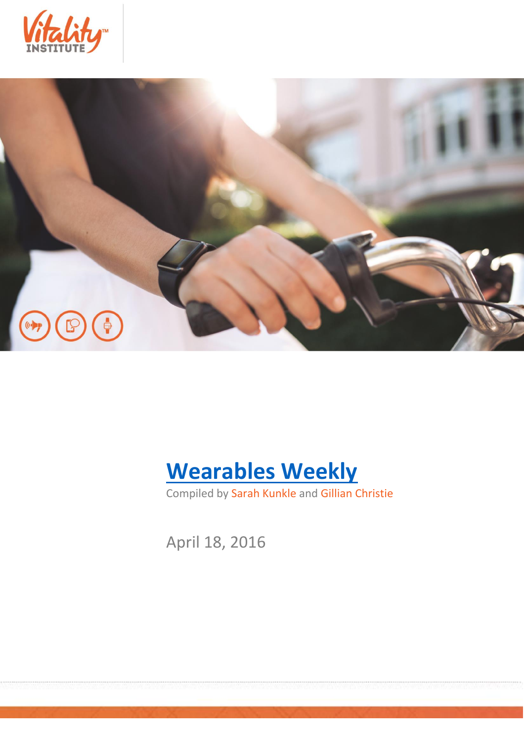# Wearables Weekly

Compiled by Sarah Kunkle and Gillian Christie

April 18, 2016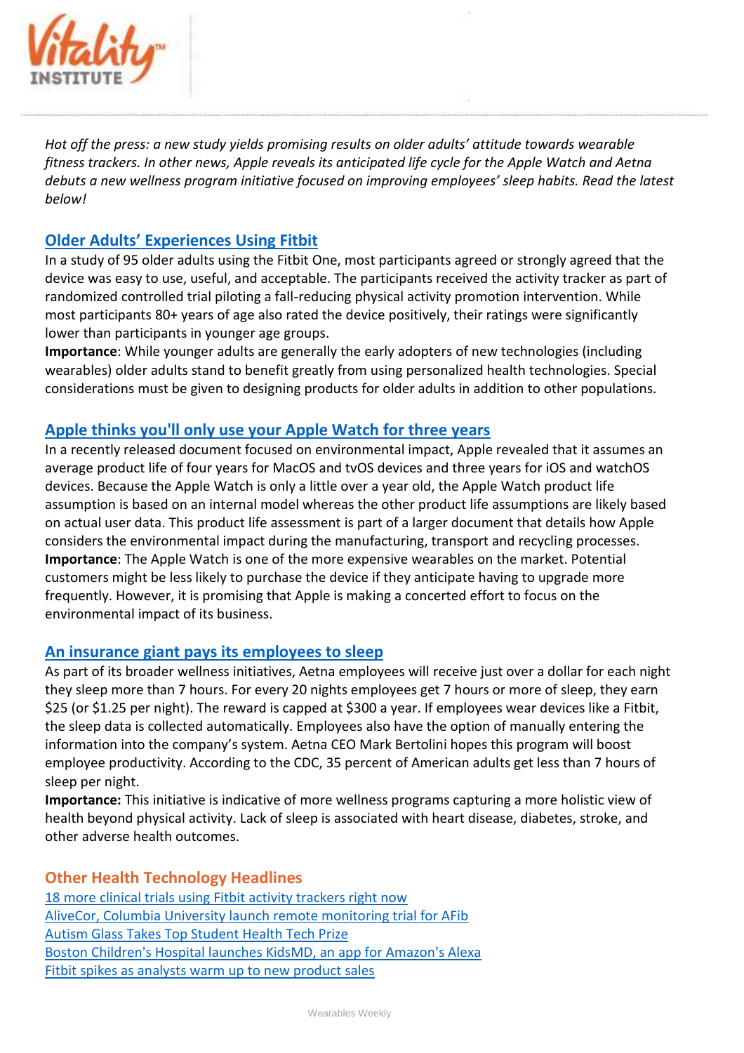*Hot off the press: a new study yields promising results on older adults' attitude towards wearable fitness trackers. In other news, Apple reveals its anticipated life cycle for the Apple Watch and Aetna debuts a new wellness program initiative focused on improving employees' sleep habits. Read the latest below!*

## Older Adults' Experiences Using Fitbit

In a study of 95 older adults using the Fitbit One, most participants agreed or strongly agreed that the device was easy to use, useful, and acceptable. The participants received the activity tracker as part of randomized controlled trial piloting a fall-reducing physical activity promotion intervention. While most participants 80+ years of age also rated the device positively, their ratings were significantly lower than participants in younger age groups.

**Importance**: While younger adults are generally the early adopters of new technologies (including wearables) older adults stand to benefit greatly from using personalized health technologies. Special considerations must be given to designing products for older adults in addition to other populations.

## Apple thinks you'll only use your Apple Watch for three years

In a recently released document focused on environmental impact, Apple revealed that it assumes an average product life of four years for MacOS and tvOS devices and three years for iOS and watchOS devices. Because the Apple Watch is only a little over a year old, the Apple Watch product life assumption is based on an internal model whereas the other product life assumptions are likely based on actual user data. This product life assessment is part of a larger document that details how Apple considers the environmental impact during the manufacturing, transport and recycling processes.

**Importance**: The Apple Watch is one of the more expensive wearables on the market. Potential customers might be less likely to purchase the device if they anticipate having to upgrade more frequently. However, it is promising that Apple is making a concerted effort to focus on the environmental impact of its business.

## An insurance giant pays its employees to sleep

As part of its broader wellness initiatives, Aetna employees will receive just over a dollar for each night they sleep more than 7 hours. For every 20 nights employees get 7 hours or more of sleep, they earn $25 (or $1.25 per night). The reward is capped at $300 a year. If employees wear devices like a Fitbit, the sleep data is collected automatically. Employees also have the option of manually entering the information into the company's system. Aetna CEO Mark Bertolini hopes this program will boost employee productivity. According to the CDC, 35 percent of American adults get less than 7 hours of sleep per night.

**Importance:** This initiative is indicative of more wellness programs capturing a more holistic view of health beyond physical activity. Lack of sleep is associated with heart disease, diabetes, stroke, and other adverse health outcomes.

## Other Health Technology Headlines

18 more clinical trials using Fitbit activity trackers right now
AliveCor, Columbia University launch remote monitoring trial for AFib
Autism Glass Takes Top Student Health Tech Prize
Boston Children's Hospital launches KidsMD, an app for Amazon's Alexa
Fitbit spikes as analysts warm up to new product sales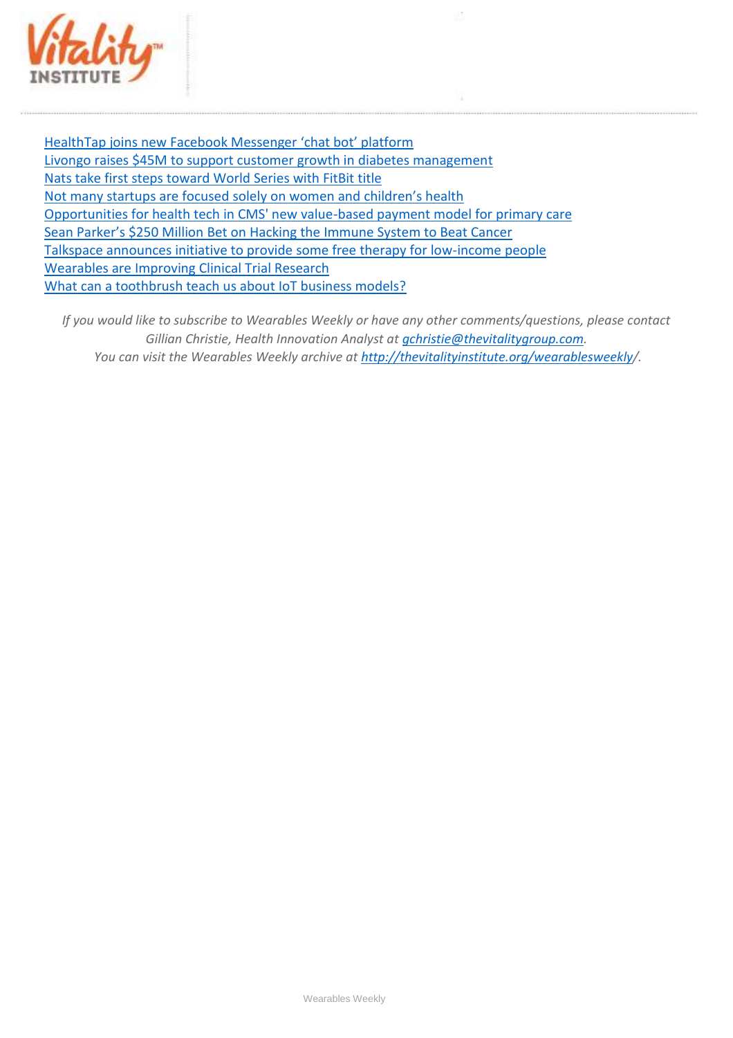HealthTap joins new Facebook Messenger 'chat bot' platform
Livongo raises $45M to support customer growth in diabetes management
Nats take first steps toward World Series with FitBit title
Not many startups are focused solely on women and children's health
Opportunities for health tech in CMS' new value-based payment model for primary care
Sean Parker's $250 Million Bet on Hacking the Immune System to Beat Cancer
Talkspace announces initiative to provide some free therapy for low-income people
Wearables are Improving Clinical Trial Research
What can a toothbrush teach us about IoT business models?

*If you would like to subscribe to Wearables Weekly or have any other comments/questions, please contact Gillian Christie, Health Innovation Analyst at gchristie@thevitalitygroup.com.*
*You can visit the Wearables Weekly archive at http://thevitalityinstitute.org/wearablesweekly/.*